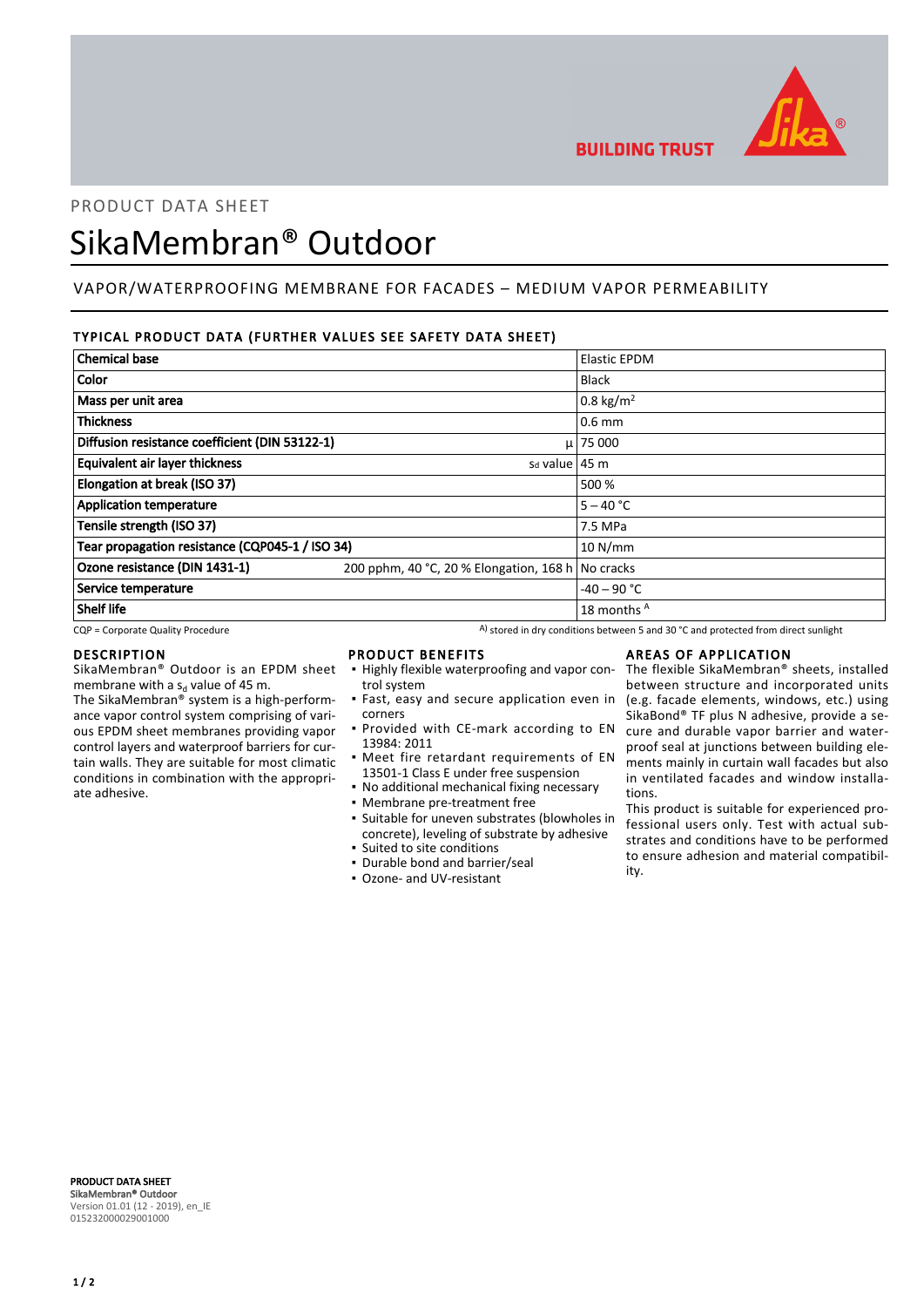BUILDING TRUST

PRODUCT DATA SHEET

# SikaMembran® Outdoor

## VAPOR/WATERPROOFING MEMBRANE FOR FACADES – MEDIUM VAPOR PERMEABILITY

### TYPICAL PRODUCT DATA (FURTHER VALUES SEE SAFETY DATA SHEET)

| Property | | Value |
|---|---|---|
| **Chemical base** | | Elastic EPDM |
| **Color** | | Black |
| **Mass per unit area** | | 0.8 kg/m$^2$ |
| **Thickness** | | 0.6 mm |
| **Diffusion resistance coefficient (DIN 53122-1)** | μ | 75 000 |
| **Equivalent air layer thickness** | Sd value | 45 m |
| **Elongation at break (ISO 37)** | | 500 % |
| **Application temperature** | | 5 – 40 °C |
| **Tensile strength (ISO 37)** | | 7.5 MPa |
| **Tear propagation resistance (CQP045-1 / ISO 34)** | | 10 N/mm |
| **Ozone resistance (DIN 1431-1)** | 200 pphm, 40 °C, 20 % Elongation, 168 h | No cracks |
| **Service temperature** | | -40 – 90 °C |
| **Shelf life** | | 18 months [A] |

CQP = Corporate Quality Procedure

A) stored in dry conditions between 5 and 30 °C and protected from direct sunlight

### DESCRIPTION

SikaMembran® Outdoor is an EPDM sheet membrane with a $s_d$ value of 45 m.

The SikaMembran® system is a high-performance vapor control system comprising of various EPDM sheet membranes providing vapor control layers and waterproof barriers for curtain walls. They are suitable for most climatic conditions in combination with the appropriate adhesive.

### PRODUCT BENEFITS

- Highly flexible waterproofing and vapor control system
- Fast, easy and secure application even in corners
- Provided with CE-mark according to EN 13984: 2011
- Meet fire retardant requirements of EN 13501-1 Class E under free suspension
- No additional mechanical fixing necessary
- Membrane pre-treatment free
- Suitable for uneven substrates (blowholes in concrete), leveling of substrate by adhesive
- Suited to site conditions
- Durable bond and barrier/seal
- Ozone- and UV-resistant

### AREAS OF APPLICATION

The flexible SikaMembran® sheets, installed between structure and incorporated units (e.g. facade elements, windows, etc.) using SikaBond® TF plus N adhesive, provide a secure and durable vapor barrier and waterproof seal at junctions between building elements mainly in curtain wall facades but also in ventilated facades and window installations.

This product is suitable for experienced professional users only. Test with actual substrates and conditions have to be performed to ensure adhesion and material compatibility.

**PRODUCT DATA SHEET**
**SikaMembran® Outdoor**
Version 01.01 (12 - 2019), en_IE
015232000029001000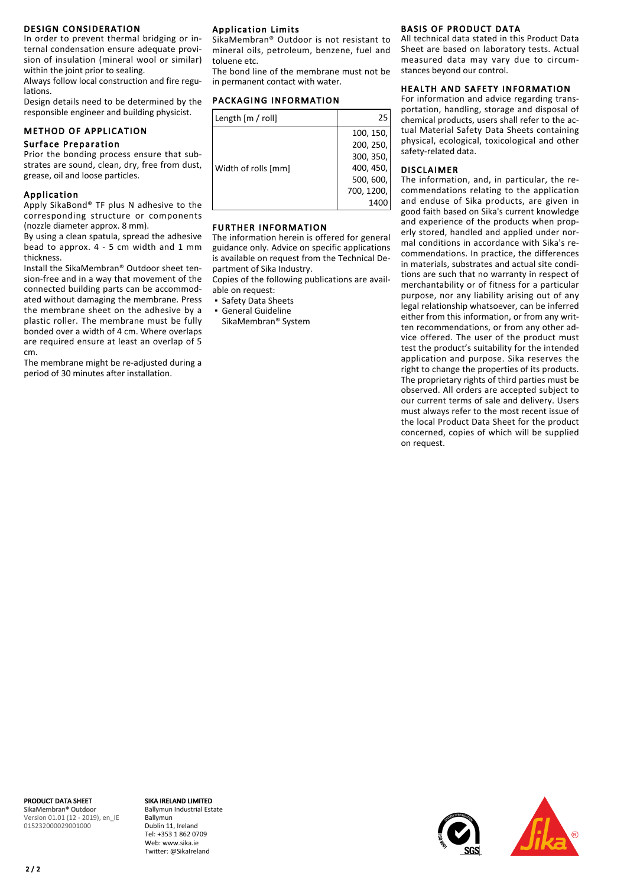## DESIGN CONSIDERATION

In order to prevent thermal bridging or internal condensation ensure adequate provision of insulation (mineral wool or similar) within the joint prior to sealing.

Always follow local construction and fire regulations.

Design details need to be determined by the responsible engineer and building physicist.

## METHOD OF APPLICATION

### Surface Preparation

Prior the bonding process ensure that substrates are sound, clean, dry, free from dust, grease, oil and loose particles.

### Application

Apply SikaBond® TF plus N adhesive to the corresponding structure or components (nozzle diameter approx. 8 mm).

By using a clean spatula, spread the adhesive bead to approx. 4 - 5 cm width and 1 mm thickness.

Install the SikaMembran® Outdoor sheet tension-free and in a way that movement of the connected building parts can be accommodated without damaging the membrane. Press the membrane sheet on the adhesive by a plastic roller. The membrane must be fully bonded over a width of 4 cm. Where overlaps are required ensure at least an overlap of 5 cm.

The membrane might be re-adjusted during a period of 30 minutes after installation.

### Application Limits

SikaMembran® Outdoor is not resistant to mineral oils, petroleum, benzene, fuel and toluene etc.

The bond line of the membrane must not be in permanent contact with water.

## PACKAGING INFORMATION

| | |
|---|---|
| Length [m / roll] | 25 |
| Width of rolls [mm] | 100, 150, 200, 250, 300, 350, 400, 450, 500, 600, 700, 1200, 1400 |

## FURTHER INFORMATION

The information herein is offered for general guidance only. Advice on specific applications is available on request from the Technical Department of Sika Industry.

Copies of the following publications are available on request:

- Safety Data Sheets
- General Guideline SikaMembran® System

## BASIS OF PRODUCT DATA

All technical data stated in this Product Data Sheet are based on laboratory tests. Actual measured data may vary due to circumstances beyond our control.

## HEALTH AND SAFETY INFORMATION

For information and advice regarding transportation, handling, storage and disposal of chemical products, users shall refer to the actual Material Safety Data Sheets containing physical, ecological, toxicological and other safety-related data.

## DISCLAIMER

The information, and, in particular, the recommendations relating to the application and enduse of Sika products, are given in good faith based on Sika's current knowledge and experience of the products when properly stored, handled and applied under normal conditions in accordance with Sika's recommendations. In practice, the differences in materials, substrates and actual site conditions are such that no warranty in respect of merchantability or of fitness for a particular purpose, nor any liability arising out of any legal relationship whatsoever, can be inferred either from this information, or from any written recommendations, or from any other advice offered. The user of the product must test the product's suitability for the intended application and purpose. Sika reserves the right to change the properties of its products. The proprietary rights of third parties must be observed. All orders are accepted subject to our current terms of sale and delivery. Users must always refer to the most recent issue of the local Product Data Sheet for the product concerned, copies of which will be supplied on request.

**PRODUCT DATA SHEET**
**SikaMembran® Outdoor**
Version 01.01 (12 - 2019), en_IE
015232000029001000

**SIKA IRELAND LIMITED**
Ballymun Industrial Estate
Ballymun
Dublin 11, Ireland
Tel: +353 1 862 0709
Web: www.sika.ie
Twitter: @SikaIreland